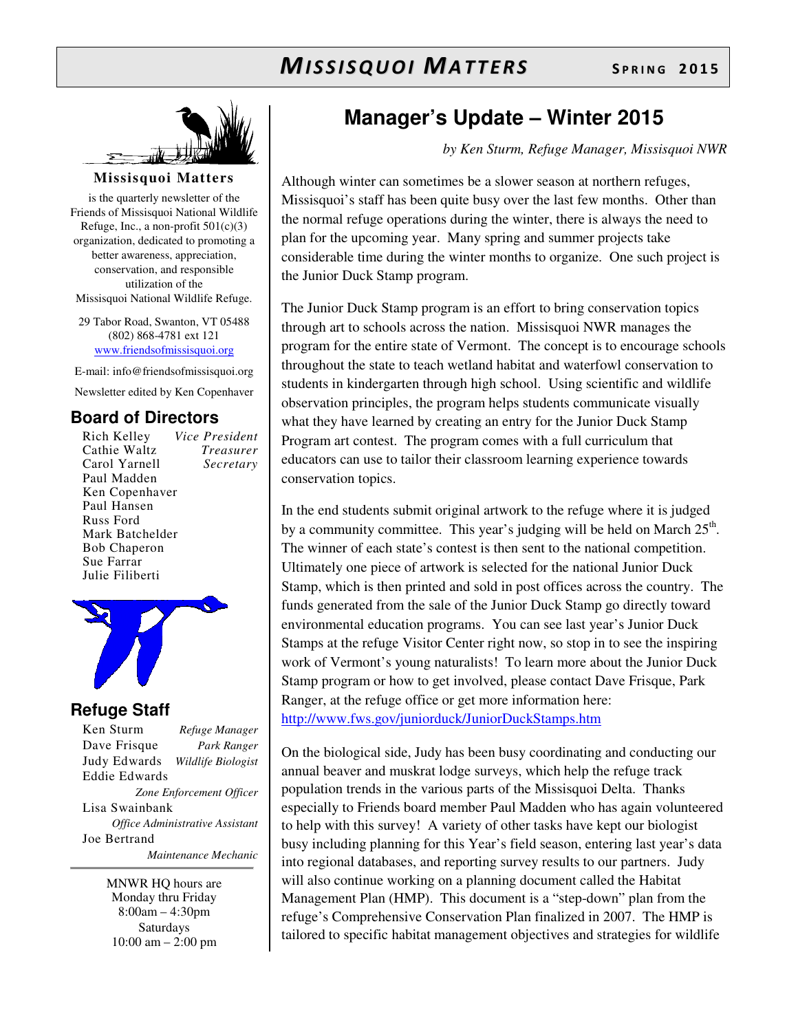# MISSISQUOI MATTERS

SPRING 2015

**Missisquoi Matters**

is the quarterly newsletter of the Friends of Missisquoi National Wildlife Refuge, Inc., a non-profit 501(c)(3) organization, dedicated to promoting a better awareness, appreciation, conservation, and responsible utilization of the Missisquoi National Wildlife Refuge.

29 Tabor Road, Swanton, VT 05488
(802) 868-4781 ext 121
www.friendsofmissisquoi.org

E-mail: info@friendsofmissisquoi.org

Newsletter edited by Ken Copenhaver

## Board of Directors

| | |
|---|---|
| Rich Kelley | *Vice President* |
| Cathie Waltz | *Treasurer* |
| Carol Yarnell | *Secretary* |
| Paul Madden | |
| Ken Copenhaver | |
| Paul Hansen | |
| Russ Ford | |
| Mark Batchelder | |
| Bob Chaperon | |
| Sue Farrar | |
| Julie Filiberti | |

## Refuge Staff

| | |
|---|---|
| Ken Sturm | *Refuge Manager* |
| Dave Frisque | *Park Ranger* |
| Judy Edwards | *Wildlife Biologist* |
| Eddie Edwards | *Zone Enforcement Officer* |
| Lisa Swainbank | *Office Administrative Assistant* |
| Joe Bertrand | *Maintenance Mechanic* |

MNWR HQ hours are
Monday thru Friday
8:00am – 4:30pm
Saturdays
10:00 am – 2:00 pm

# Manager's Update – Winter 2015

*by Ken Sturm, Refuge Manager, Missisquoi NWR*

Although winter can sometimes be a slower season at northern refuges, Missisquoi's staff has been quite busy over the last few months. Other than the normal refuge operations during the winter, there is always the need to plan for the upcoming year. Many spring and summer projects take considerable time during the winter months to organize. One such project is the Junior Duck Stamp program.

The Junior Duck Stamp program is an effort to bring conservation topics through art to schools across the nation. Missisquoi NWR manages the program for the entire state of Vermont. The concept is to encourage schools throughout the state to teach wetland habitat and waterfowl conservation to students in kindergarten through high school. Using scientific and wildlife observation principles, the program helps students communicate visually what they have learned by creating an entry for the Junior Duck Stamp Program art contest. The program comes with a full curriculum that educators can use to tailor their classroom learning experience towards conservation topics.

In the end students submit original artwork to the refuge where it is judged by a community committee. This year's judging will be held on March 25th. The winner of each state's contest is then sent to the national competition. Ultimately one piece of artwork is selected for the national Junior Duck Stamp, which is then printed and sold in post offices across the country. The funds generated from the sale of the Junior Duck Stamp go directly toward environmental education programs. You can see last year's Junior Duck Stamps at the refuge Visitor Center right now, so stop in to see the inspiring work of Vermont's young naturalists! To learn more about the Junior Duck Stamp program or how to get involved, please contact Dave Frisque, Park Ranger, at the refuge office or get more information here: http://www.fws.gov/juniorduck/JuniorDuckStamps.htm

On the biological side, Judy has been busy coordinating and conducting our annual beaver and muskrat lodge surveys, which help the refuge track population trends in the various parts of the Missisquoi Delta. Thanks especially to Friends board member Paul Madden who has again volunteered to help with this survey! A variety of other tasks have kept our biologist busy including planning for this Year's field season, entering last year's data into regional databases, and reporting survey results to our partners. Judy will also continue working on a planning document called the Habitat Management Plan (HMP). This document is a "step-down" plan from the refuge's Comprehensive Conservation Plan finalized in 2007. The HMP is tailored to specific habitat management objectives and strategies for wildlife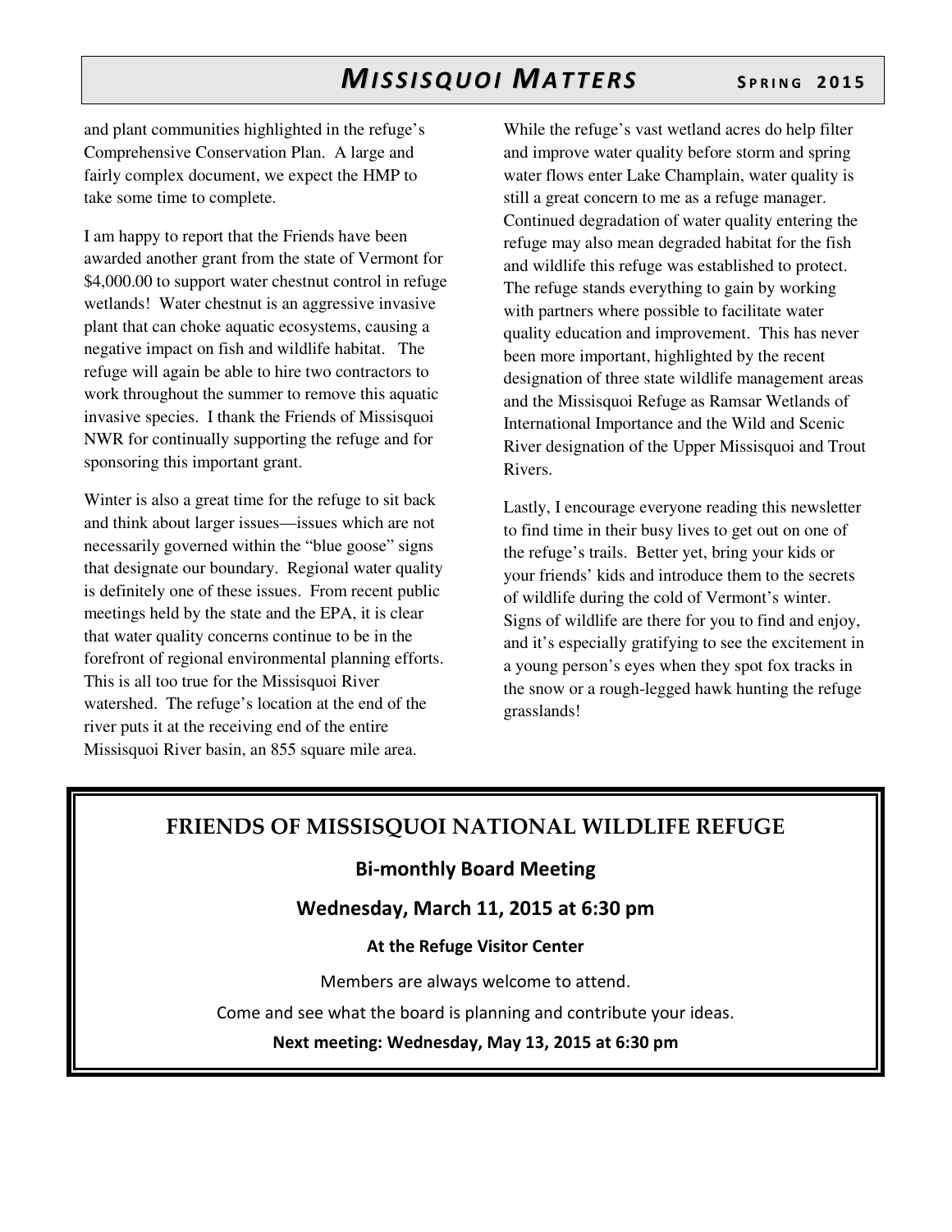and plant communities highlighted in the refuge's Comprehensive Conservation Plan. A large and fairly complex document, we expect the HMP to take some time to complete.

I am happy to report that the Friends have been awarded another grant from the state of Vermont for $4,000.00 to support water chestnut control in refuge wetlands! Water chestnut is an aggressive invasive plant that can choke aquatic ecosystems, causing a negative impact on fish and wildlife habitat. The refuge will again be able to hire two contractors to work throughout the summer to remove this aquatic invasive species. I thank the Friends of Missisquoi NWR for continually supporting the refuge and for sponsoring this important grant.

Winter is also a great time for the refuge to sit back and think about larger issues—issues which are not necessarily governed within the "blue goose" signs that designate our boundary. Regional water quality is definitely one of these issues. From recent public meetings held by the state and the EPA, it is clear that water quality concerns continue to be in the forefront of regional environmental planning efforts. This is all too true for the Missisquoi River watershed. The refuge's location at the end of the river puts it at the receiving end of the entire Missisquoi River basin, an 855 square mile area.

While the refuge's vast wetland acres do help filter and improve water quality before storm and spring water flows enter Lake Champlain, water quality is still a great concern to me as a refuge manager. Continued degradation of water quality entering the refuge may also mean degraded habitat for the fish and wildlife this refuge was established to protect. The refuge stands everything to gain by working with partners where possible to facilitate water quality education and improvement. This has never been more important, highlighted by the recent designation of three state wildlife management areas and the Missisquoi Refuge as Ramsar Wetlands of International Importance and the Wild and Scenic River designation of the Upper Missisquoi and Trout Rivers.

Lastly, I encourage everyone reading this newsletter to find time in their busy lives to get out on one of the refuge's trails. Better yet, bring your kids or your friends' kids and introduce them to the secrets of wildlife during the cold of Vermont's winter. Signs of wildlife are there for you to find and enjoy, and it's especially gratifying to see the excitement in a young person's eyes when they spot fox tracks in the snow or a rough-legged hawk hunting the refuge grasslands!

## FRIENDS OF MISSISQUOI NATIONAL WILDLIFE REFUGE

### Bi-monthly Board Meeting

### Wednesday, March 11, 2015 at 6:30 pm

**At the Refuge Visitor Center**

Members are always welcome to attend.

Come and see what the board is planning and contribute your ideas.

**Next meeting: Wednesday, May 13, 2015 at 6:30 pm**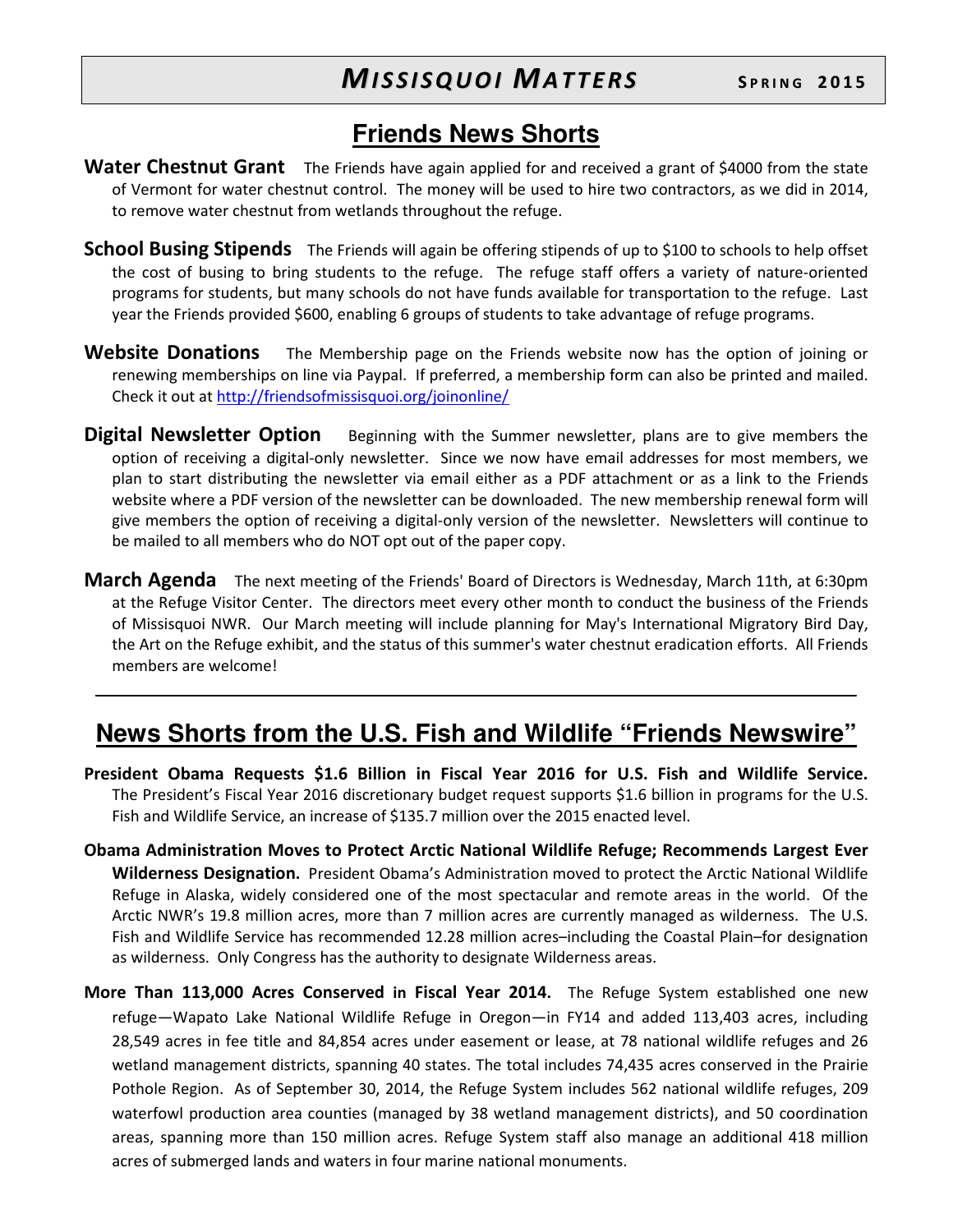## Friends News Shorts

**Water Chestnut Grant** The Friends have again applied for and received a grant of $4000 from the state of Vermont for water chestnut control. The money will be used to hire two contractors, as we did in 2014, to remove water chestnut from wetlands throughout the refuge.

**School Busing Stipends** The Friends will again be offering stipends of up to $100 to schools to help offset the cost of busing to bring students to the refuge. The refuge staff offers a variety of nature-oriented programs for students, but many schools do not have funds available for transportation to the refuge. Last year the Friends provided $600, enabling 6 groups of students to take advantage of refuge programs.

**Website Donations** The Membership page on the Friends website now has the option of joining or renewing memberships on line via Paypal. If preferred, a membership form can also be printed and mailed. Check it out at http://friendsofmissisquoi.org/joinonline/

**Digital Newsletter Option** Beginning with the Summer newsletter, plans are to give members the option of receiving a digital-only newsletter. Since we now have email addresses for most members, we plan to start distributing the newsletter via email either as a PDF attachment or as a link to the Friends website where a PDF version of the newsletter can be downloaded. The new membership renewal form will give members the option of receiving a digital-only version of the newsletter. Newsletters will continue to be mailed to all members who do NOT opt out of the paper copy.

**March Agenda** The next meeting of the Friends' Board of Directors is Wednesday, March 11th, at 6:30pm at the Refuge Visitor Center. The directors meet every other month to conduct the business of the Friends of Missisquoi NWR. Our March meeting will include planning for May's International Migratory Bird Day, the Art on the Refuge exhibit, and the status of this summer's water chestnut eradication efforts. All Friends members are welcome!

---

## News Shorts from the U.S. Fish and Wildlife "Friends Newswire"

**President Obama Requests $1.6 Billion in Fiscal Year 2016 for U.S. Fish and Wildlife Service.** The President's Fiscal Year 2016 discretionary budget request supports $1.6 billion in programs for the U.S. Fish and Wildlife Service, an increase of $135.7 million over the 2015 enacted level.

**Obama Administration Moves to Protect Arctic National Wildlife Refuge; Recommends Largest Ever Wilderness Designation.** President Obama's Administration moved to protect the Arctic National Wildlife Refuge in Alaska, widely considered one of the most spectacular and remote areas in the world. Of the Arctic NWR's 19.8 million acres, more than 7 million acres are currently managed as wilderness. The U.S. Fish and Wildlife Service has recommended 12.28 million acres–including the Coastal Plain–for designation as wilderness. Only Congress has the authority to designate Wilderness areas.

**More Than 113,000 Acres Conserved in Fiscal Year 2014.** The Refuge System established one new refuge—Wapato Lake National Wildlife Refuge in Oregon—in FY14 and added 113,403 acres, including 28,549 acres in fee title and 84,854 acres under easement or lease, at 78 national wildlife refuges and 26 wetland management districts, spanning 40 states. The total includes 74,435 acres conserved in the Prairie Pothole Region. As of September 30, 2014, the Refuge System includes 562 national wildlife refuges, 209 waterfowl production area counties (managed by 38 wetland management districts), and 50 coordination areas, spanning more than 150 million acres. Refuge System staff also manage an additional 418 million acres of submerged lands and waters in four marine national monuments.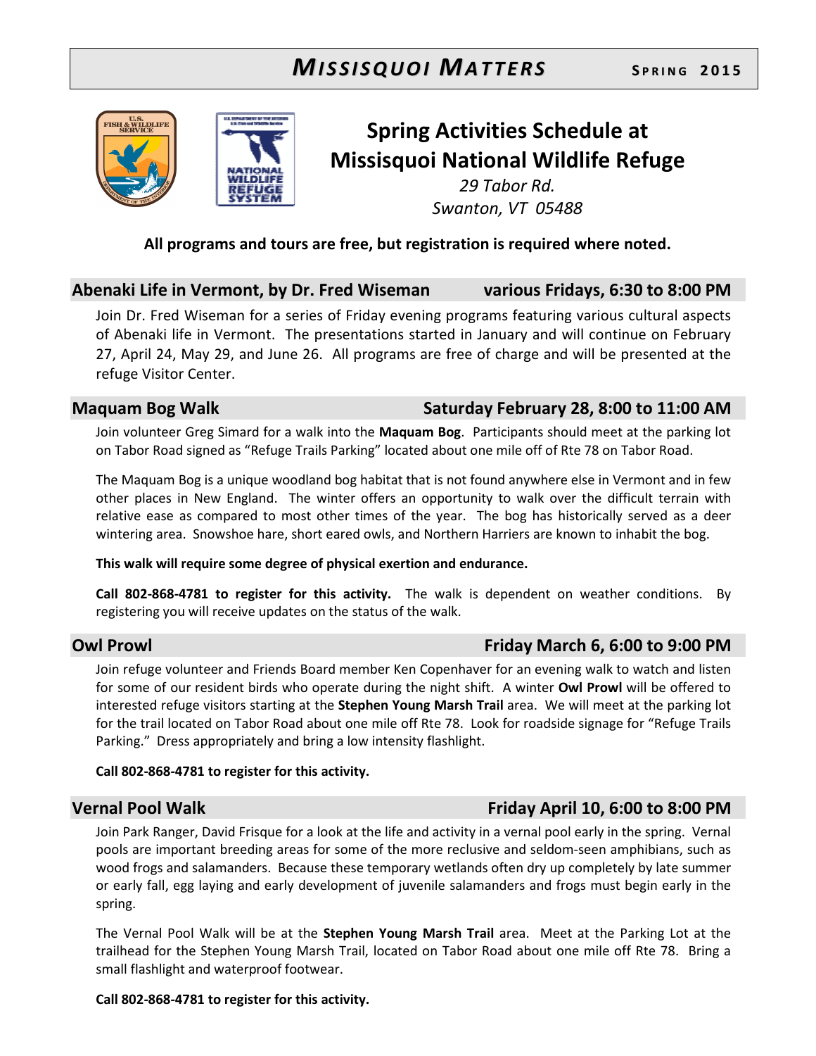# Spring Activities Schedule at Missisquoi National Wildlife Refuge

*29 Tabor Rd.*
*Swanton, VT 05488*

**All programs and tours are free, but registration is required where noted.**

## Abenaki Life in Vermont, by Dr. Fred Wiseman — various Fridays, 6:30 to 8:00 PM

Join Dr. Fred Wiseman for a series of Friday evening programs featuring various cultural aspects of Abenaki life in Vermont. The presentations started in January and will continue on February 27, April 24, May 29, and June 26. All programs are free of charge and will be presented at the refuge Visitor Center.

## Maquam Bog Walk — Saturday February 28, 8:00 to 11:00 AM

Join volunteer Greg Simard for a walk into the **Maquam Bog**. Participants should meet at the parking lot on Tabor Road signed as "Refuge Trails Parking" located about one mile off of Rte 78 on Tabor Road.

The Maquam Bog is a unique woodland bog habitat that is not found anywhere else in Vermont and in few other places in New England. The winter offers an opportunity to walk over the difficult terrain with relative ease as compared to most other times of the year. The bog has historically served as a deer wintering area. Snowshoe hare, short eared owls, and Northern Harriers are known to inhabit the bog.

**This walk will require some degree of physical exertion and endurance.**

**Call 802-868-4781 to register for this activity.** The walk is dependent on weather conditions. By registering you will receive updates on the status of the walk.

## Owl Prowl — Friday March 6, 6:00 to 9:00 PM

Join refuge volunteer and Friends Board member Ken Copenhaver for an evening walk to watch and listen for some of our resident birds who operate during the night shift. A winter **Owl Prowl** will be offered to interested refuge visitors starting at the **Stephen Young Marsh Trail** area. We will meet at the parking lot for the trail located on Tabor Road about one mile off Rte 78. Look for roadside signage for "Refuge Trails Parking." Dress appropriately and bring a low intensity flashlight.

**Call 802-868-4781 to register for this activity.**

## Vernal Pool Walk — Friday April 10, 6:00 to 8:00 PM

Join Park Ranger, David Frisque for a look at the life and activity in a vernal pool early in the spring. Vernal pools are important breeding areas for some of the more reclusive and seldom-seen amphibians, such as wood frogs and salamanders. Because these temporary wetlands often dry up completely by late summer or early fall, egg laying and early development of juvenile salamanders and frogs must begin early in the spring.

The Vernal Pool Walk will be at the **Stephen Young Marsh Trail** area. Meet at the Parking Lot at the trailhead for the Stephen Young Marsh Trail, located on Tabor Road about one mile off Rte 78. Bring a small flashlight and waterproof footwear.

**Call 802-868-4781 to register for this activity.**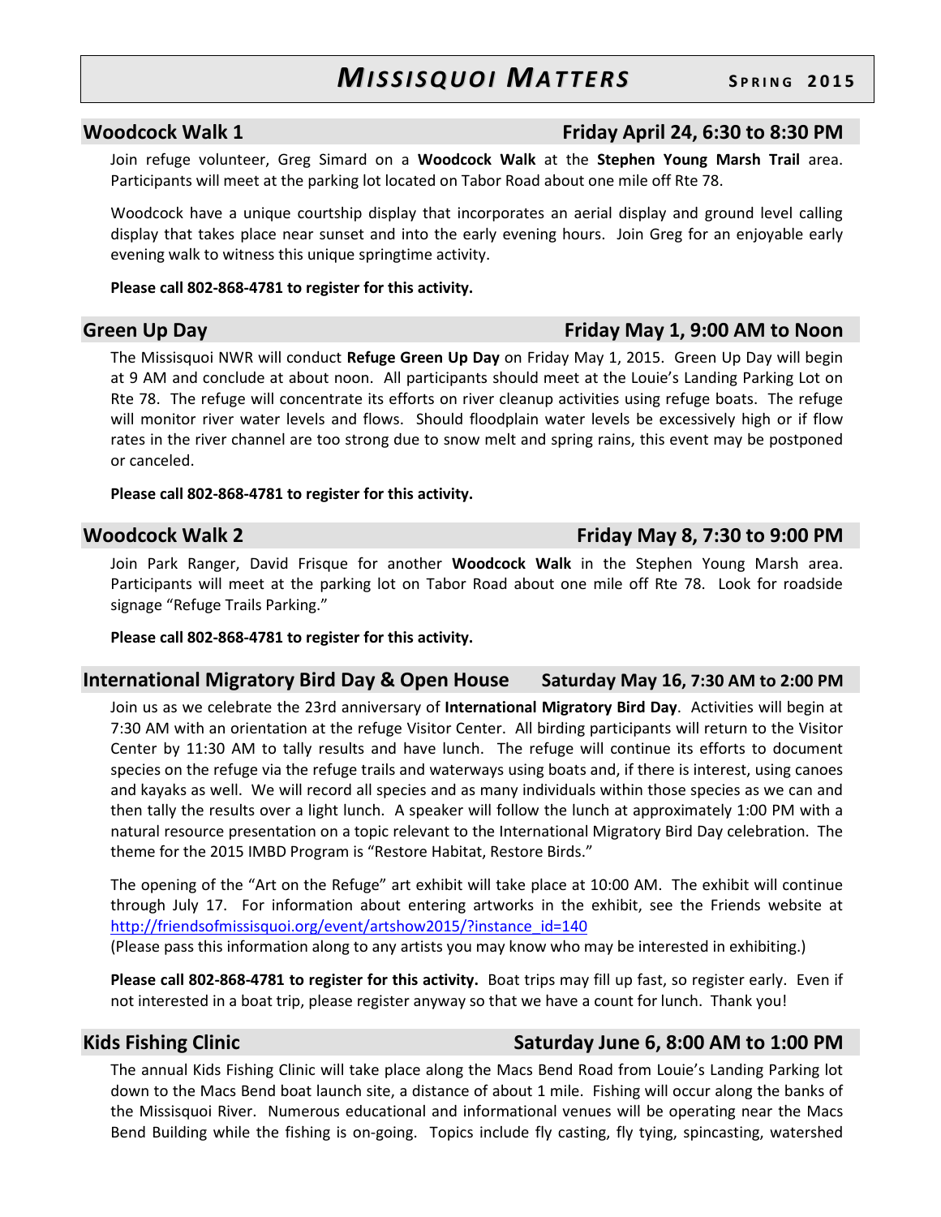## Woodcock Walk 1 — Friday April 24, 6:30 to 8:30 PM

Join refuge volunteer, Greg Simard on a **Woodcock Walk** at the **Stephen Young Marsh Trail** area. Participants will meet at the parking lot located on Tabor Road about one mile off Rte 78.

Woodcock have a unique courtship display that incorporates an aerial display and ground level calling display that takes place near sunset and into the early evening hours. Join Greg for an enjoyable early evening walk to witness this unique springtime activity.

**Please call 802-868-4781 to register for this activity.**

## Green Up Day — Friday May 1, 9:00 AM to Noon

The Missisquoi NWR will conduct **Refuge Green Up Day** on Friday May 1, 2015. Green Up Day will begin at 9 AM and conclude at about noon. All participants should meet at the Louie's Landing Parking Lot on Rte 78. The refuge will concentrate its efforts on river cleanup activities using refuge boats. The refuge will monitor river water levels and flows. Should floodplain water levels be excessively high or if flow rates in the river channel are too strong due to snow melt and spring rains, this event may be postponed or canceled.

**Please call 802-868-4781 to register for this activity.**

## Woodcock Walk 2 — Friday May 8, 7:30 to 9:00 PM

Join Park Ranger, David Frisque for another **Woodcock Walk** in the Stephen Young Marsh area. Participants will meet at the parking lot on Tabor Road about one mile off Rte 78. Look for roadside signage "Refuge Trails Parking."

**Please call 802-868-4781 to register for this activity.**

## International Migratory Bird Day & Open House — Saturday May 16, 7:30 AM to 2:00 PM

Join us as we celebrate the 23rd anniversary of **International Migratory Bird Day**. Activities will begin at 7:30 AM with an orientation at the refuge Visitor Center. All birding participants will return to the Visitor Center by 11:30 AM to tally results and have lunch. The refuge will continue its efforts to document species on the refuge via the refuge trails and waterways using boats and, if there is interest, using canoes and kayaks as well. We will record all species and as many individuals within those species as we can and then tally the results over a light lunch. A speaker will follow the lunch at approximately 1:00 PM with a natural resource presentation on a topic relevant to the International Migratory Bird Day celebration. The theme for the 2015 IMBD Program is "Restore Habitat, Restore Birds."

The opening of the "Art on the Refuge" art exhibit will take place at 10:00 AM. The exhibit will continue through July 17. For information about entering artworks in the exhibit, see the Friends website at http://friendsofmissisquoi.org/event/artshow2015/?instance_id=140
(Please pass this information along to any artists you may know who may be interested in exhibiting.)

**Please call 802-868-4781 to register for this activity.** Boat trips may fill up fast, so register early. Even if not interested in a boat trip, please register anyway so that we have a count for lunch. Thank you!

## Kids Fishing Clinic — Saturday June 6, 8:00 AM to 1:00 PM

The annual Kids Fishing Clinic will take place along the Macs Bend Road from Louie's Landing Parking lot down to the Macs Bend boat launch site, a distance of about 1 mile. Fishing will occur along the banks of the Missisquoi River. Numerous educational and informational venues will be operating near the Macs Bend Building while the fishing is on-going. Topics include fly casting, fly tying, spincasting, watershed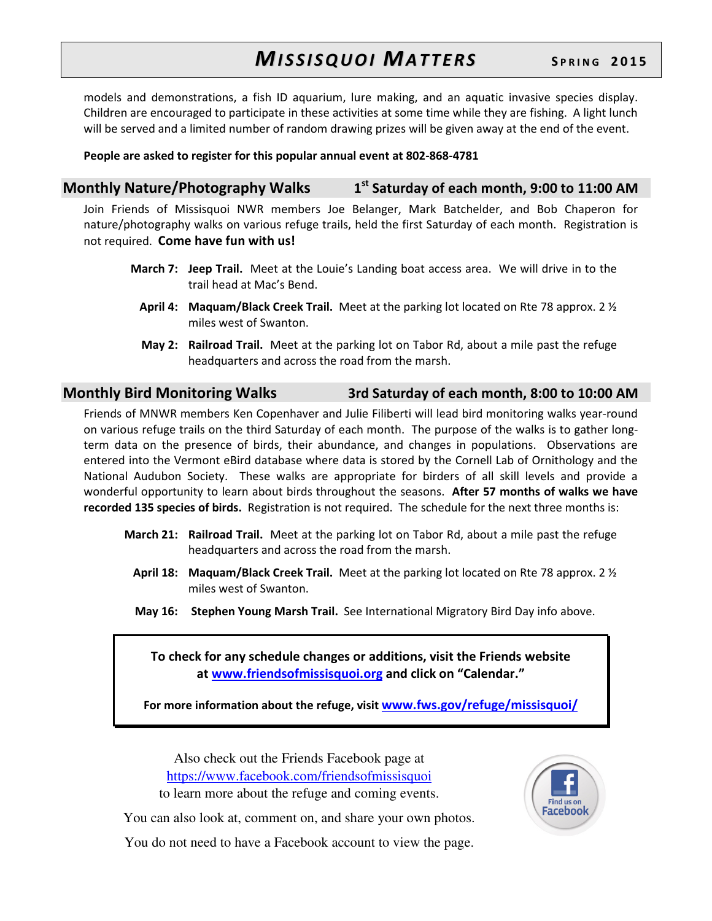models and demonstrations, a fish ID aquarium, lure making, and an aquatic invasive species display. Children are encouraged to participate in these activities at some time while they are fishing. A light lunch will be served and a limited number of random drawing prizes will be given away at the end of the event.

**People are asked to register for this popular annual event at 802-868-4781**

## Monthly Nature/Photography Walks — 1st Saturday of each month, 9:00 to 11:00 AM

Join Friends of Missisquoi NWR members Joe Belanger, Mark Batchelder, and Bob Chaperon for nature/photography walks on various refuge trails, held the first Saturday of each month. Registration is not required. **Come have fun with us!**

- **March 7: Jeep Trail.** Meet at the Louie's Landing boat access area. We will drive in to the trail head at Mac's Bend.
- **April 4: Maquam/Black Creek Trail.** Meet at the parking lot located on Rte 78 approx. 2 ½ miles west of Swanton.
- **May 2: Railroad Trail.** Meet at the parking lot on Tabor Rd, about a mile past the refuge headquarters and across the road from the marsh.

## Monthly Bird Monitoring Walks — 3rd Saturday of each month, 8:00 to 10:00 AM

Friends of MNWR members Ken Copenhaver and Julie Filiberti will lead bird monitoring walks year-round on various refuge trails on the third Saturday of each month. The purpose of the walks is to gather long-term data on the presence of birds, their abundance, and changes in populations. Observations are entered into the Vermont eBird database where data is stored by the Cornell Lab of Ornithology and the National Audubon Society. These walks are appropriate for birders of all skill levels and provide a wonderful opportunity to learn about birds throughout the seasons. **After 57 months of walks we have recorded 135 species of birds.** Registration is not required. The schedule for the next three months is:

- **March 21: Railroad Trail.** Meet at the parking lot on Tabor Rd, about a mile past the refuge headquarters and across the road from the marsh.
- **April 18: Maquam/Black Creek Trail.** Meet at the parking lot located on Rte 78 approx. 2 ½ miles west of Swanton.
- **May 16: Stephen Young Marsh Trail.** See International Migratory Bird Day info above.

**To check for any schedule changes or additions, visit the Friends website at [www.friendsofmissisquoi.org](www.friendsofmissisquoi.org) and click on "Calendar."**

**For more information about the refuge, visit [www.fws.gov/refuge/missisquoi/](www.fws.gov/refuge/missisquoi/)**

Also check out the Friends Facebook page at [https://www.facebook.com/friendsofmissisquoi](https://www.facebook.com/friendsofmissisquoi) to learn more about the refuge and coming events.

You can also look at, comment on, and share your own photos.

You do not need to have a Facebook account to view the page.

Find us on Facebook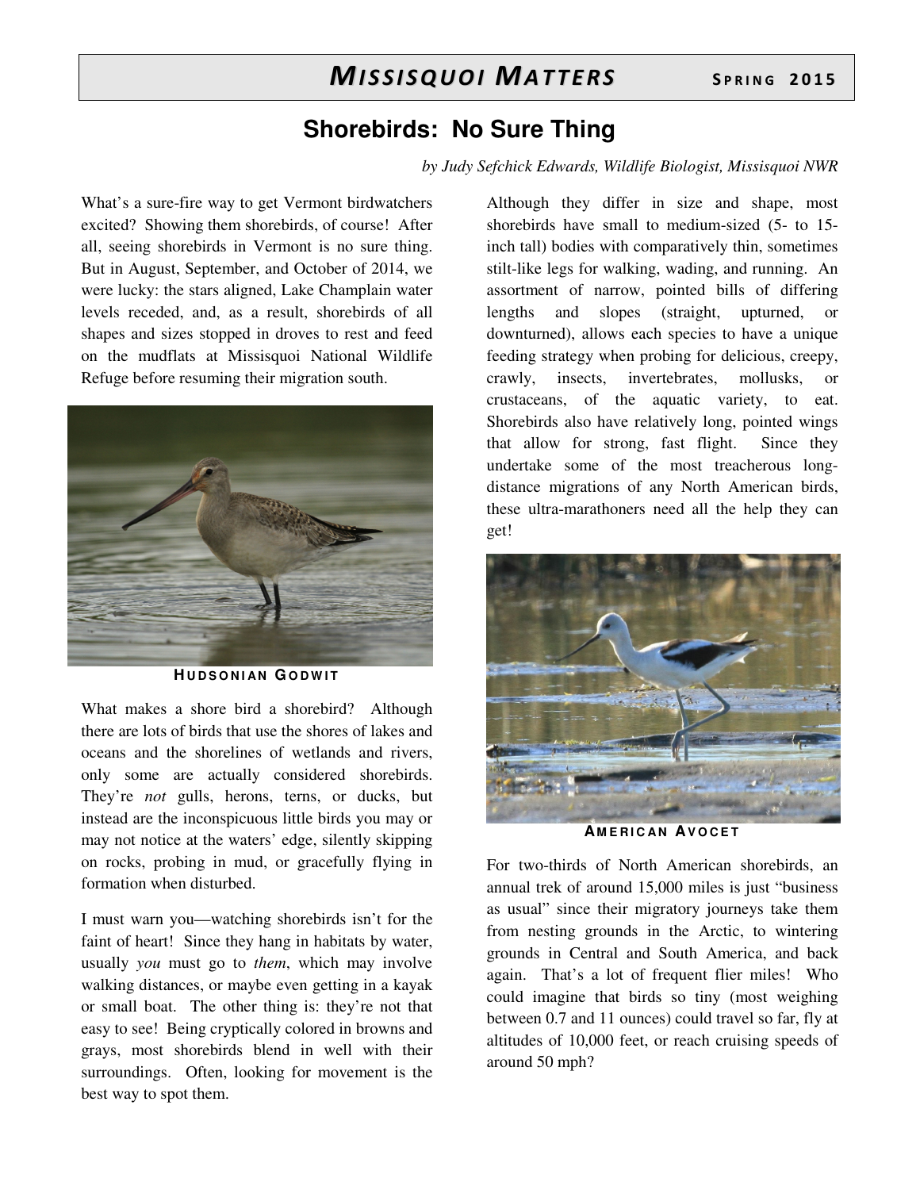## Shorebirds: No Sure Thing

*by Judy Sefchick Edwards, Wildlife Biologist, Missisquoi NWR*

What's a sure-fire way to get Vermont birdwatchers excited? Showing them shorebirds, of course! After all, seeing shorebirds in Vermont is no sure thing. But in August, September, and October of 2014, we were lucky: the stars aligned, Lake Champlain water levels receded, and, as a result, shorebirds of all shapes and sizes stopped in droves to rest and feed on the mudflats at Missisquoi National Wildlife Refuge before resuming their migration south.

HUDSONIAN GODWIT

What makes a shore bird a shorebird? Although there are lots of birds that use the shores of lakes and oceans and the shorelines of wetlands and rivers, only some are actually considered shorebirds. They're *not* gulls, herons, terns, or ducks, but instead are the inconspicuous little birds you may or may not notice at the waters' edge, silently skipping on rocks, probing in mud, or gracefully flying in formation when disturbed.

I must warn you—watching shorebirds isn't for the faint of heart! Since they hang in habitats by water, usually *you* must go to *them*, which may involve walking distances, or maybe even getting in a kayak or small boat. The other thing is: they're not that easy to see! Being cryptically colored in browns and grays, most shorebirds blend in well with their surroundings. Often, looking for movement is the best way to spot them.

Although they differ in size and shape, most shorebirds have small to medium-sized (5- to 15-inch tall) bodies with comparatively thin, sometimes stilt-like legs for walking, wading, and running. An assortment of narrow, pointed bills of differing lengths and slopes (straight, upturned, or downturned), allows each species to have a unique feeding strategy when probing for delicious, creepy, crawly, insects, invertebrates, mollusks, or crustaceans, of the aquatic variety, to eat. Shorebirds also have relatively long, pointed wings that allow for strong, fast flight. Since they undertake some of the most treacherous long-distance migrations of any North American birds, these ultra-marathoners need all the help they can get!

AMERICAN AVOCET

For two-thirds of North American shorebirds, an annual trek of around 15,000 miles is just "business as usual" since their migratory journeys take them from nesting grounds in the Arctic, to wintering grounds in Central and South America, and back again. That's a lot of frequent flier miles! Who could imagine that birds so tiny (most weighing between 0.7 and 11 ounces) could travel so far, fly at altitudes of 10,000 feet, or reach cruising speeds of around 50 mph?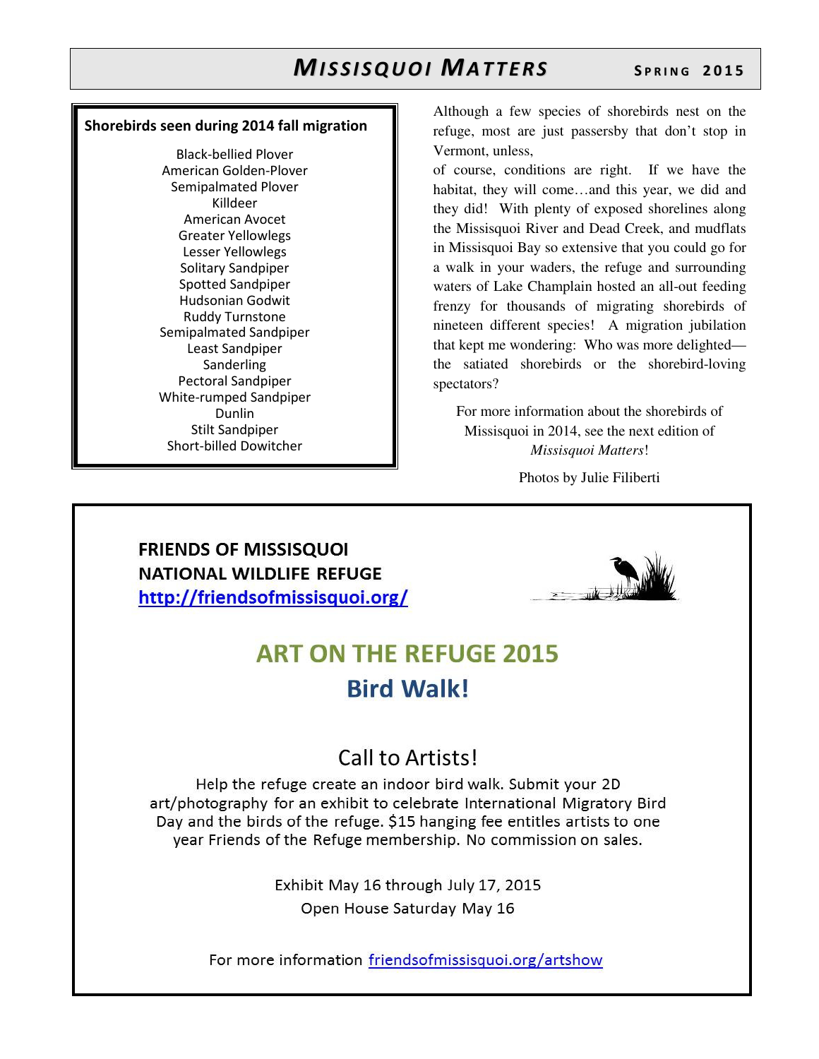**Shorebirds seen during 2014 fall migration**

Black-bellied Plover
American Golden-Plover
Semipalmated Plover
Killdeer
American Avocet
Greater Yellowlegs
Lesser Yellowlegs
Solitary Sandpiper
Spotted Sandpiper
Hudsonian Godwit
Ruddy Turnstone
Semipalmated Sandpiper
Least Sandpiper
Sanderling
Pectoral Sandpiper
White-rumped Sandpiper
Dunlin
Stilt Sandpiper
Short-billed Dowitcher

Although a few species of shorebirds nest on the refuge, most are just passersby that don't stop in Vermont, unless, of course, conditions are right. If we have the habitat, they will come…and this year, we did and they did! With plenty of exposed shorelines along the Missisquoi River and Dead Creek, and mudflats in Missisquoi Bay so extensive that you could go for a walk in your waders, the refuge and surrounding waters of Lake Champlain hosted an all-out feeding frenzy for thousands of migrating shorebirds of nineteen different species! A migration jubilation that kept me wondering: Who was more delighted—the satiated shorebirds or the shorebird-loving spectators?

For more information about the shorebirds of Missisquoi in 2014, see the next edition of *Missisquoi Matters*!

Photos by Julie Filiberti

---

**FRIENDS OF MISSISQUOI NATIONAL WILDLIFE REFUGE**
http://friendsofmissisquoi.org/

## ART ON THE REFUGE 2015

## Bird Walk!

### Call to Artists!

Help the refuge create an indoor bird walk. Submit your 2D art/photography for an exhibit to celebrate International Migratory Bird Day and the birds of the refuge. $15 hanging fee entitles artists to one year Friends of the Refuge membership. No commission on sales.

Exhibit May 16 through July 17, 2015
Open House Saturday May 16

For more information friendsofmissisquoi.org/artshow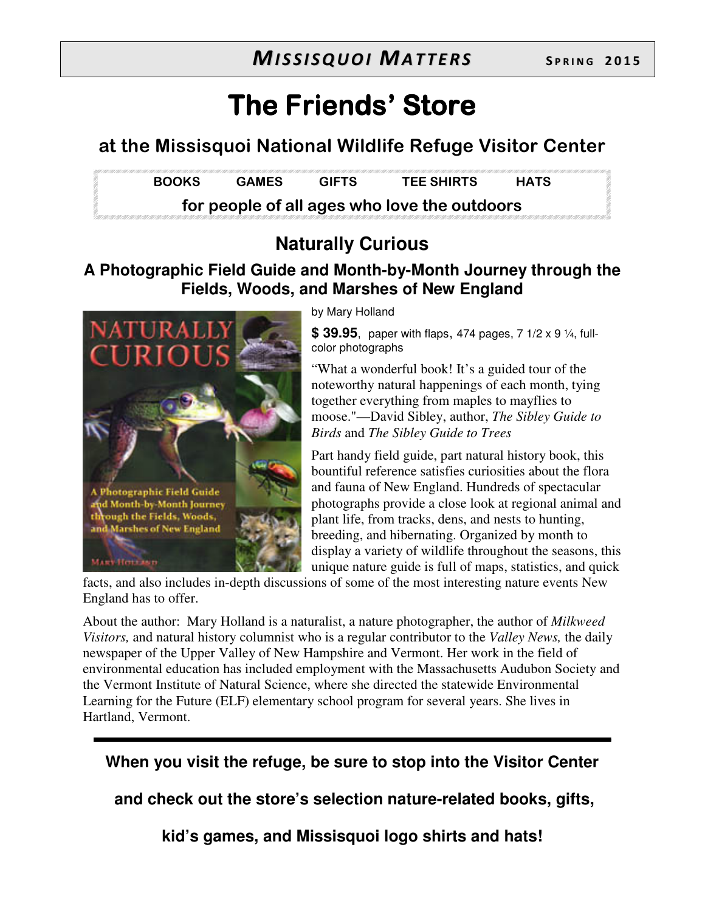# The Friends' Store

## at the Missisquoi National Wildlife Refuge Visitor Center

**BOOKS GAMES GIFTS TEE SHIRTS HATS**

**for people of all ages who love the outdoors**

## Naturally Curious

### A Photographic Field Guide and Month-by-Month Journey through the Fields, Woods, and Marshes of New England

by Mary Holland

**$ 39.95**, paper with flaps, 474 pages, 7 1/2 x 9 ¼, full-color photographs

"What a wonderful book! It's a guided tour of the noteworthy natural happenings of each month, tying together everything from maples to mayflies to moose."—David Sibley, author, *The Sibley Guide to Birds* and *The Sibley Guide to Trees*

Part handy field guide, part natural history book, this bountiful reference satisfies curiosities about the flora and fauna of New England. Hundreds of spectacular photographs provide a close look at regional animal and plant life, from tracks, dens, and nests to hunting, breeding, and hibernating. Organized by month to display a variety of wildlife throughout the seasons, this unique nature guide is full of maps, statistics, and quick facts, and also includes in-depth discussions of some of the most interesting nature events New England has to offer.

About the author: Mary Holland is a naturalist, a nature photographer, the author of *Milkweed Visitors,* and natural history columnist who is a regular contributor to the *Valley News,* the daily newspaper of the Upper Valley of New Hampshire and Vermont. Her work in the field of environmental education has included employment with the Massachusetts Audubon Society and the Vermont Institute of Natural Science, where she directed the statewide Environmental Learning for the Future (ELF) elementary school program for several years. She lives in Hartland, Vermont.

---

**When you visit the refuge, be sure to stop into the Visitor Center**

**and check out the store's selection nature-related books, gifts,**

**kid's games, and Missisquoi logo shirts and hats!**